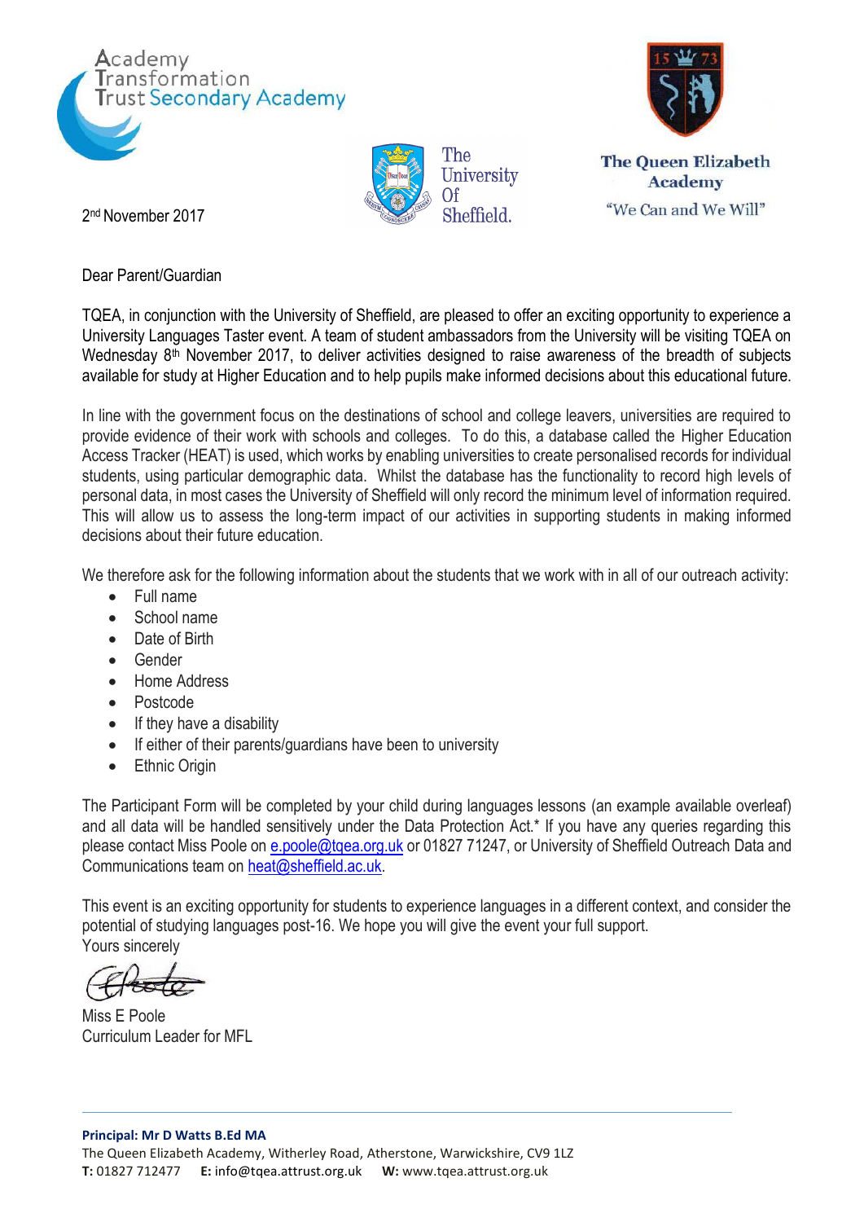Academy Transformation Trust Secondary Academy

The University Of Sheffield.

The Queen Elizabeth Academy

"We Can and We Will"

2nd November 2017

Dear Parent/Guardian

TQEA, in conjunction with the University of Sheffield, are pleased to offer an exciting opportunity to experience a University Languages Taster event. A team of student ambassadors from the University will be visiting TQEA on Wednesday 8th November 2017, to deliver activities designed to raise awareness of the breadth of subjects available for study at Higher Education and to help pupils make informed decisions about this educational future.

In line with the government focus on the destinations of school and college leavers, universities are required to provide evidence of their work with schools and colleges. To do this, a database called the Higher Education Access Tracker (HEAT) is used, which works by enabling universities to create personalised records for individual students, using particular demographic data. Whilst the database has the functionality to record high levels of personal data, in most cases the University of Sheffield will only record the minimum level of information required. This will allow us to assess the long-term impact of our activities in supporting students in making informed decisions about their future education.

We therefore ask for the following information about the students that we work with in all of our outreach activity:

- Full name
- School name
- Date of Birth
- Gender
- Home Address
- Postcode
- If they have a disability
- If either of their parents/guardians have been to university
- Ethnic Origin

The Participant Form will be completed by your child during languages lessons (an example available overleaf) and all data will be handled sensitively under the Data Protection Act.* If you have any queries regarding this please contact Miss Poole on e.poole@tqea.org.uk or 01827 71247, or University of Sheffield Outreach Data and Communications team on heat@sheffield.ac.uk.

This event is an exciting opportunity for students to experience languages in a different context, and consider the potential of studying languages post-16. We hope you will give the event your full support.

Yours sincerely

Miss E Poole
Curriculum Leader for MFL

**Principal: Mr D Watts B.Ed MA**
The Queen Elizabeth Academy, Witherley Road, Atherstone, Warwickshire, CV9 1LZ
**T:** 01827 712477 **E:** info@tqea.attrust.org.uk **W:** www.tqea.attrust.org.uk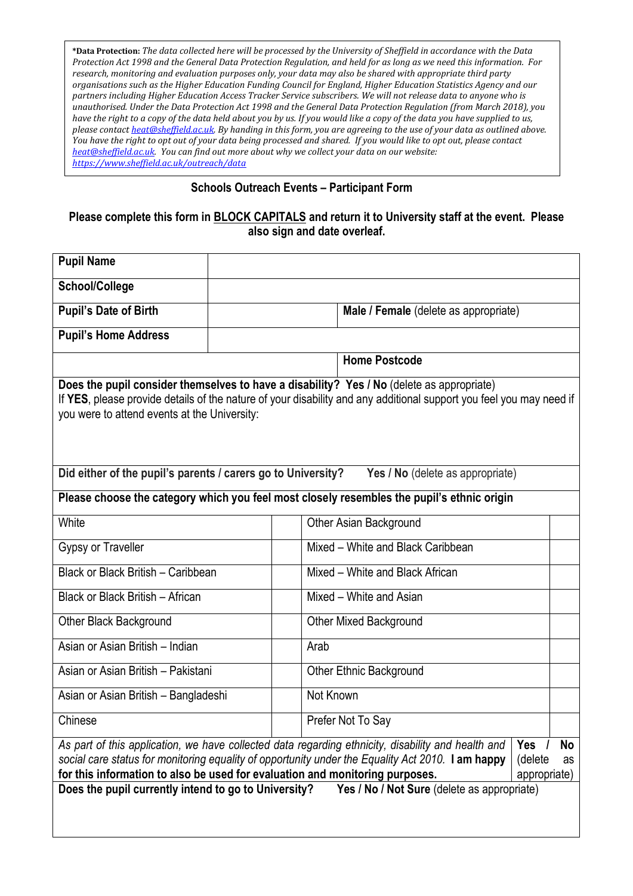***Data Protection:** *The data collected here will be processed by the University of Sheffield in accordance with the Data Protection Act 1998 and the General Data Protection Regulation, and held for as long as we need this information. For research, monitoring and evaluation purposes only, your data may also be shared with appropriate third party organisations such as the Higher Education Funding Council for England, Higher Education Statistics Agency and our partners including Higher Education Access Tracker Service subscribers. We will not release data to anyone who is unauthorised. Under the Data Protection Act 1998 and the General Data Protection Regulation (from March 2018), you have the right to a copy of the data held about you by us. If you would like a copy of the data you have supplied to us, please contact heat@sheffield.ac.uk. By handing in this form, you are agreeing to the use of your data as outlined above. You have the right to opt out of your data being processed and shared. If you would like to opt out, please contact heat@sheffield.ac.uk. You can find out more about why we collect your data on our website: https://www.sheffield.ac.uk/outreach/data*

## Schools Outreach Events – Participant Form

**Please complete this form in BLOCK CAPITALS and return it to University staff at the event. Please also sign and date overleaf.**

| | | |
|---|---|---|
| **Pupil Name** | | |
| **School/College** | | |
| **Pupil's Date of Birth** | | **Male / Female** (delete as appropriate) |
| **Pupil's Home Address** | | |
| | | **Home Postcode** |

**Does the pupil consider themselves to have a disability? Yes / No** (delete as appropriate)
If **YES**, please provide details of the nature of your disability and any additional support you feel you may need if you were to attend events at the University:

**Did either of the pupil's parents / carers go to University? Yes / No** (delete as appropriate)

**Please choose the category which you feel most closely resembles the pupil's ethnic origin**

| | | | |
|---|---|---|---|
| White | | Other Asian Background | |
| Gypsy or Traveller | | Mixed – White and Black Caribbean | |
| Black or Black British – Caribbean | | Mixed – White and Black African | |
| Black or Black British – African | | Mixed – White and Asian | |
| Other Black Background | | Other Mixed Background | |
| Asian or Asian British – Indian | | Arab | |
| Asian or Asian British – Pakistani | | Other Ethnic Background | |
| Asian or Asian British – Bangladeshi | | Not Known | |
| Chinese | | Prefer Not To Say | |

| | |
|---|---|
| *As part of this application, we have collected data regarding ethnicity, disability and health and social care status for monitoring equality of opportunity under the Equality Act 2010.* **I am happy for this information to also be used for evaluation and monitoring purposes.** | **Yes / No** (delete as appropriate) |

**Does the pupil currently intend to go to University? Yes / No / Not Sure** (delete as appropriate)